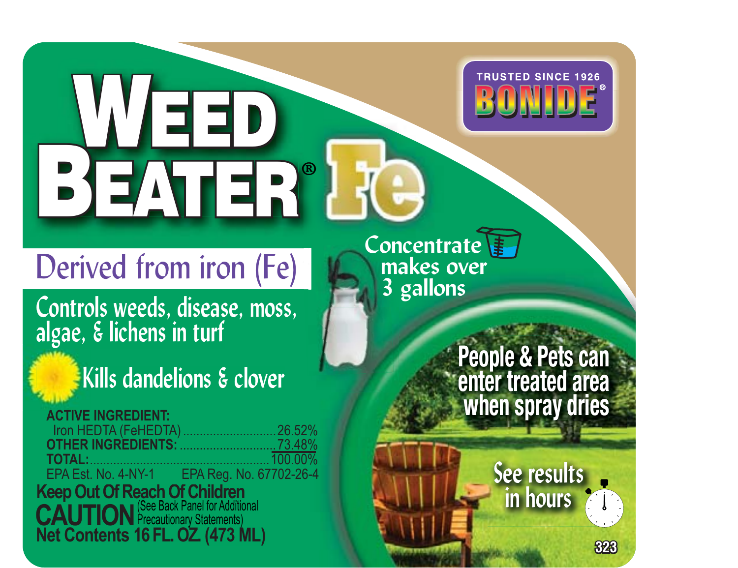TRUSTED SINCE 1926

**BONIDE®**

# WEED BEATER® Fe

## Derived from iron (Fe)

Controls weeds, disease, moss, algae, & lichens in turf

Kills dandelions & clover

Concentrate makes over 3 gallons

People & Pets can enter treated area when spray dries

See results in hours

**ACTIVE INGREDIENT:**

| | |
|---|---|
| Iron HEDTA (FeHEDTA) | 26.52% |
| **OTHER INGREDIENTS:** | 73.48% |
| **TOTAL:** | 100.00% |

EPA Est. No. 4-NY-1 EPA Reg. No. 67702-26-4

**Keep Out Of Reach Of Children**

**CAUTION** (See Back Panel for Additional Precautionary Statements)

**Net Contents 16 FL. OZ. (473 ML)**

323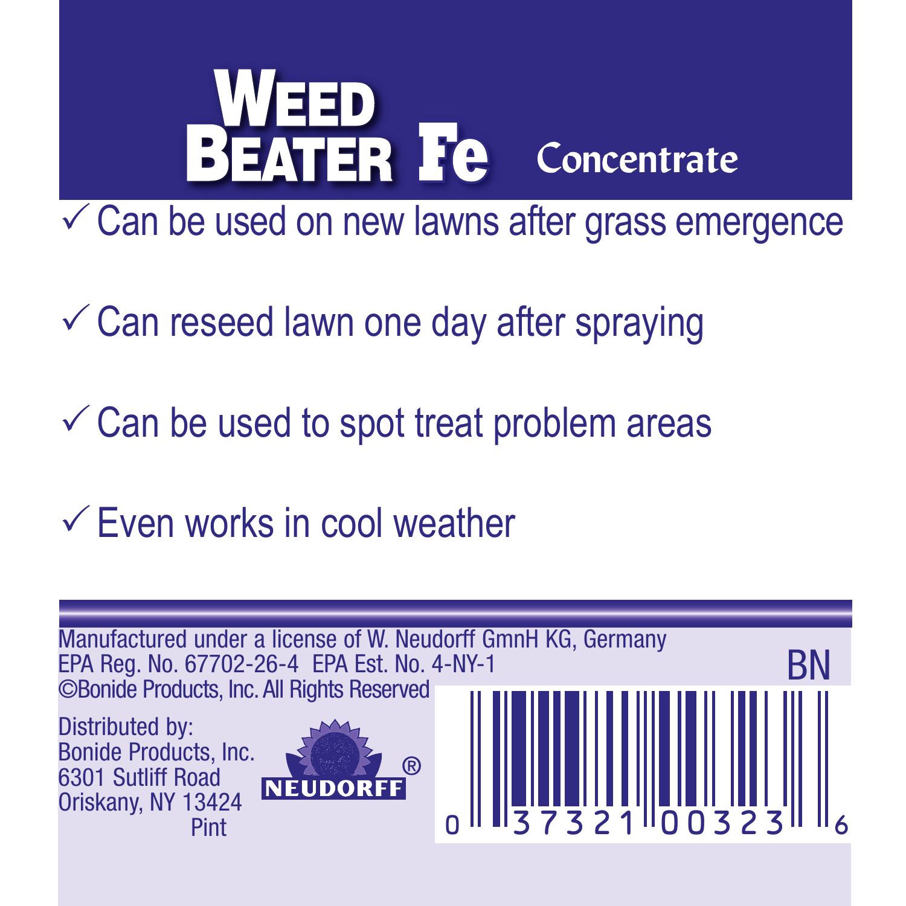# WEED BEATER Fe Concentrate

- ✓ Can be used on new lawns after grass emergence
- ✓ Can reseed lawn one day after spraying
- ✓ Can be used to spot treat problem areas
- ✓ Even works in cool weather

Manufactured under a license of W. Neudorff GmnH KG, Germany
EPA Reg. No. 67702-26-4 EPA Est. No. 4-NY-1
©Bonide Products, Inc. All Rights Reserved

BN

Distributed by:
Bonide Products, Inc.
6301 Sutliff Road
Oriskany, NY 13424

Pint

NEUDORFF®

0 37321 00323 6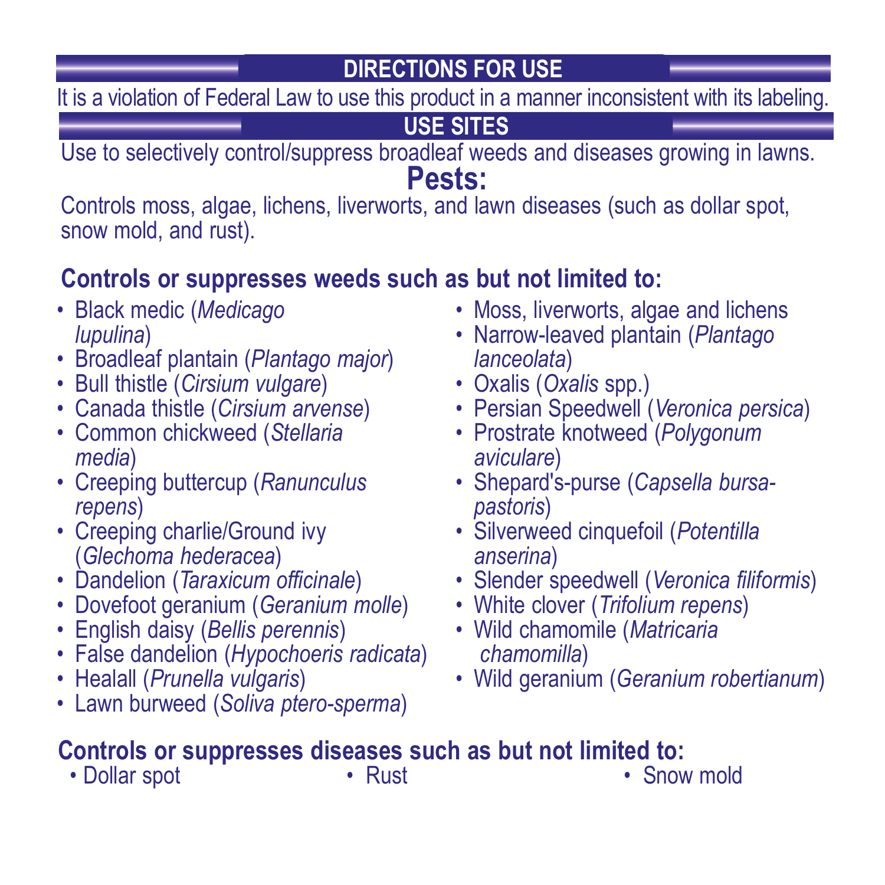## DIRECTIONS FOR USE

It is a violation of Federal Law to use this product in a manner inconsistent with its labeling.

## USE SITES

Use to selectively control/suppress broadleaf weeds and diseases growing in lawns.

## Pests:

Controls moss, algae, lichens, liverworts, and lawn diseases (such as dollar spot, snow mold, and rust).

**Controls or suppresses weeds such as but not limited to:**

- Black medic (*Medicago lupulina*)
- Broadleaf plantain (*Plantago major*)
- Bull thistle (*Cirsium vulgare*)
- Canada thistle (*Cirsium arvense*)
- Common chickweed (*Stellaria media*)
- Creeping buttercup (*Ranunculus repens*)
- Creeping charlie/Ground ivy (*Glechoma hederacea*)
- Dandelion (*Taraxicum officinale*)
- Dovefoot geranium (*Geranium molle*)
- English daisy (*Bellis perennis*)
- False dandelion (*Hypochoeris radicata*)
- Healall (*Prunella vulgaris*)
- Lawn burweed (*Soliva ptero-sperma*)
- Moss, liverworts, algae and lichens
- Narrow-leaved plantain (*Plantago lanceolata*)
- Oxalis (*Oxalis* spp.)
- Persian Speedwell (*Veronica persica*)
- Prostrate knotweed (*Polygonum aviculare*)
- Shepard's-purse (*Capsella bursa-pastoris*)
- Silverweed cinquefoil (*Potentilla anserina*)
- Slender speedwell (*Veronica filiformis*)
- White clover (*Trifolium repens*)
- Wild chamomile (*Matricaria chamomilla*)
- Wild geranium (*Geranium robertianum*)

**Controls or suppresses diseases such as but not limited to:**

- Dollar spot
- Rust
- Snow mold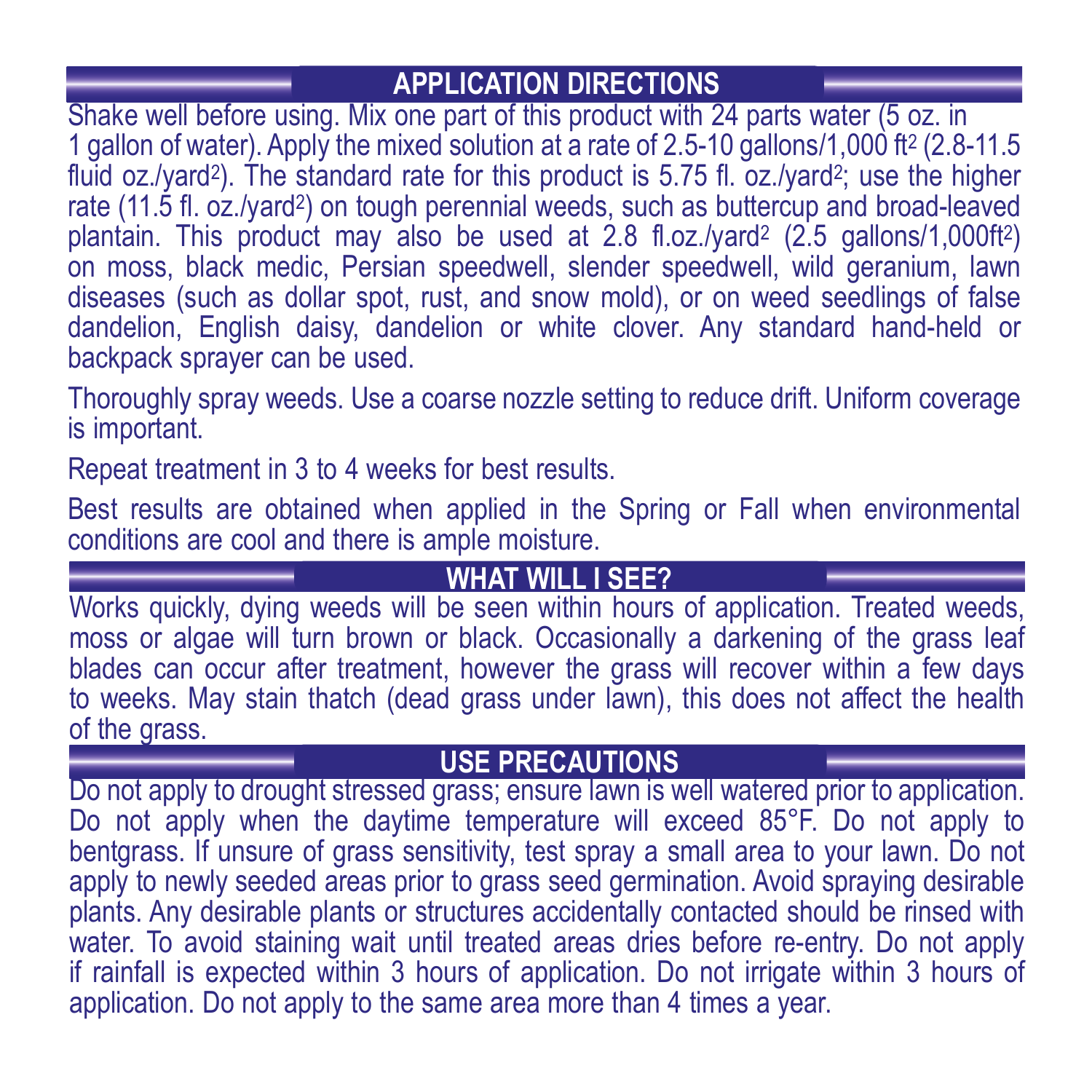## APPLICATION DIRECTIONS

Shake well before using. Mix one part of this product with 24 parts water (5 oz. in 1 gallon of water). Apply the mixed solution at a rate of 2.5-10 gallons/1,000 $ft^2$ (2.8-11.5 fluid oz./$yard^2$). The standard rate for this product is 5.75 fl. oz./$yard^2$; use the higher rate (11.5 fl. oz./$yard^2$) on tough perennial weeds, such as buttercup and broad-leaved plantain. This product may also be used at 2.8 fl.oz./$yard^2$ (2.5 gallons/1,000$ft^2$) on moss, black medic, Persian speedwell, slender speedwell, wild geranium, lawn diseases (such as dollar spot, rust, and snow mold), or on weed seedlings of false dandelion, English daisy, dandelion or white clover. Any standard hand-held or backpack sprayer can be used.

Thoroughly spray weeds. Use a coarse nozzle setting to reduce drift. Uniform coverage is important.

Repeat treatment in 3 to 4 weeks for best results.

Best results are obtained when applied in the Spring or Fall when environmental conditions are cool and there is ample moisture.

## WHAT WILL I SEE?

Works quickly, dying weeds will be seen within hours of application. Treated weeds, moss or algae will turn brown or black. Occasionally a darkening of the grass leaf blades can occur after treatment, however the grass will recover within a few days to weeks. May stain thatch (dead grass under lawn), this does not affect the health of the grass.

## USE PRECAUTIONS

Do not apply to drought stressed grass; ensure lawn is well watered prior to application. Do not apply when the daytime temperature will exceed 85°F. Do not apply to bentgrass. If unsure of grass sensitivity, test spray a small area to your lawn. Do not apply to newly seeded areas prior to grass seed germination. Avoid spraying desirable plants. Any desirable plants or structures accidentally contacted should be rinsed with water. To avoid staining wait until treated areas dries before re-entry. Do not apply if rainfall is expected within 3 hours of application. Do not irrigate within 3 hours of application. Do not apply to the same area more than 4 times a year.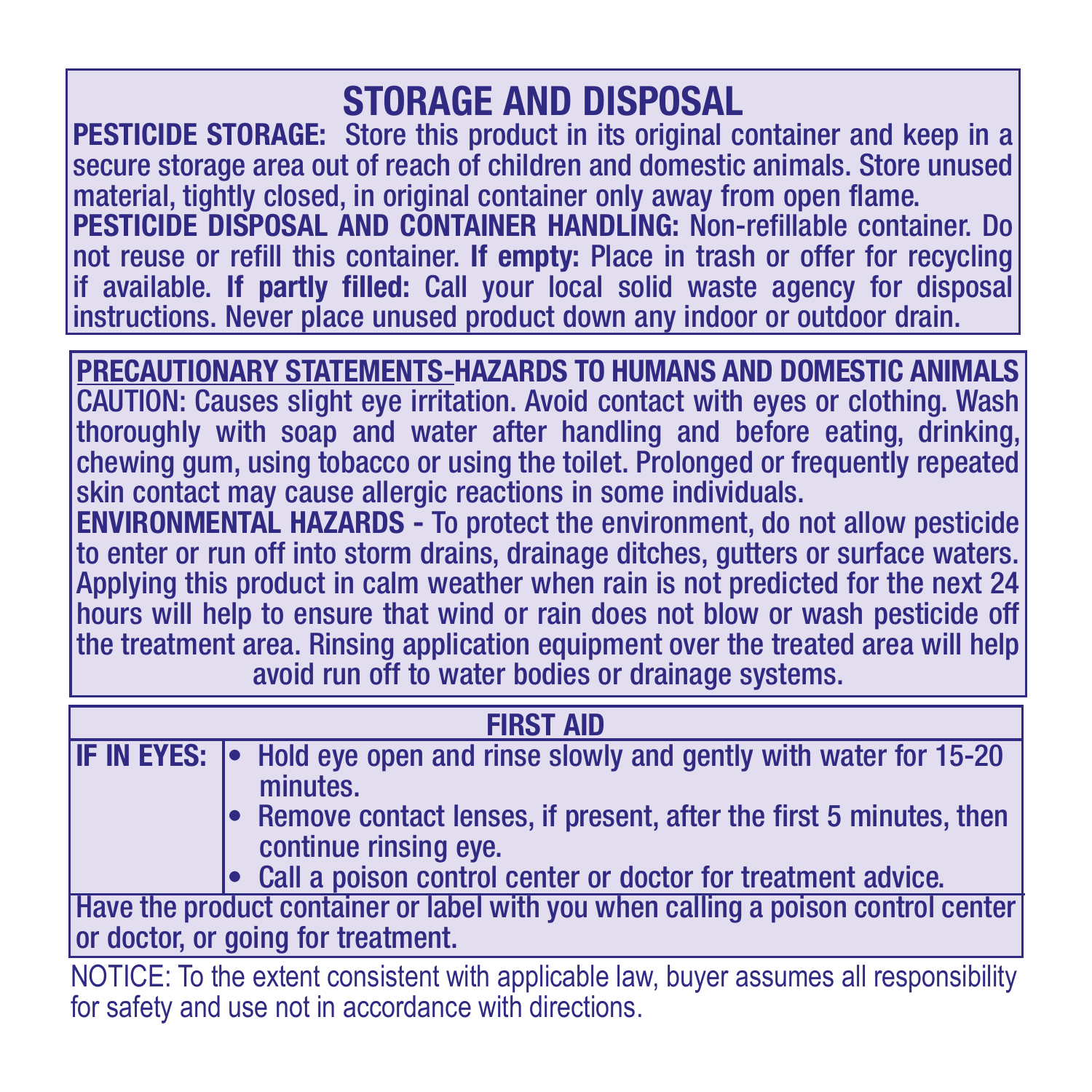## STORAGE AND DISPOSAL

**PESTICIDE STORAGE:** Store this product in its original container and keep in a secure storage area out of reach of children and domestic animals. Store unused material, tightly closed, in original container only away from open flame.

**PESTICIDE DISPOSAL AND CONTAINER HANDLING:** Non-refillable container. Do not reuse or refill this container. **If empty:** Place in trash or offer for recycling if available. **If partly filled:** Call your local solid waste agency for disposal instructions. Never place unused product down any indoor or outdoor drain.

**PRECAUTIONARY STATEMENTS-HAZARDS TO HUMANS AND DOMESTIC ANIMALS**

CAUTION: Causes slight eye irritation. Avoid contact with eyes or clothing. Wash thoroughly with soap and water after handling and before eating, drinking, chewing gum, using tobacco or using the toilet. Prolonged or frequently repeated skin contact may cause allergic reactions in some individuals.

**ENVIRONMENTAL HAZARDS -** To protect the environment, do not allow pesticide to enter or run off into storm drains, drainage ditches, gutters or surface waters. Applying this product in calm weather when rain is not predicted for the next 24 hours will help to ensure that wind or rain does not blow or wash pesticide off the treatment area. Rinsing application equipment over the treated area will help avoid run off to water bodies or drainage systems.

| FIRST AID | |
|---|---|
| **IF IN EYES:** | • Hold eye open and rinse slowly and gently with water for 15-20 minutes.<br>• Remove contact lenses, if present, after the first 5 minutes, then continue rinsing eye.<br>• Call a poison control center or doctor for treatment advice. |
| Have the product container or label with you when calling a poison control center or doctor, or going for treatment. | |

NOTICE: To the extent consistent with applicable law, buyer assumes all responsibility for safety and use not in accordance with directions.